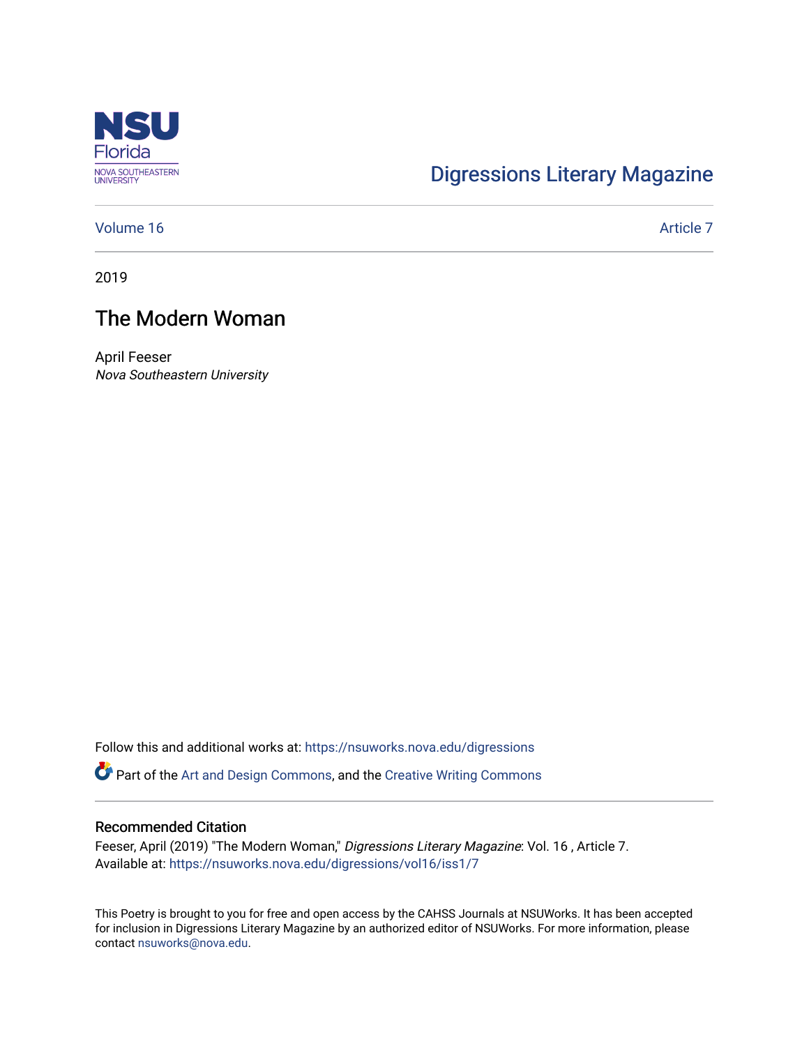Digressions Literary Magazine

Volume 16 | Article 7

2019

# The Modern Woman

April Feeser
*Nova Southeastern University*

Follow this and additional works at: https://nsuworks.nova.edu/digressions

Part of the Art and Design Commons, and the Creative Writing Commons

## Recommended Citation

Feeser, April (2019) "The Modern Woman," *Digressions Literary Magazine*: Vol. 16 , Article 7.
Available at: https://nsuworks.nova.edu/digressions/vol16/iss1/7

This Poetry is brought to you for free and open access by the CAHSS Journals at NSUWorks. It has been accepted for inclusion in Digressions Literary Magazine by an authorized editor of NSUWorks. For more information, please contact nsuworks@nova.edu.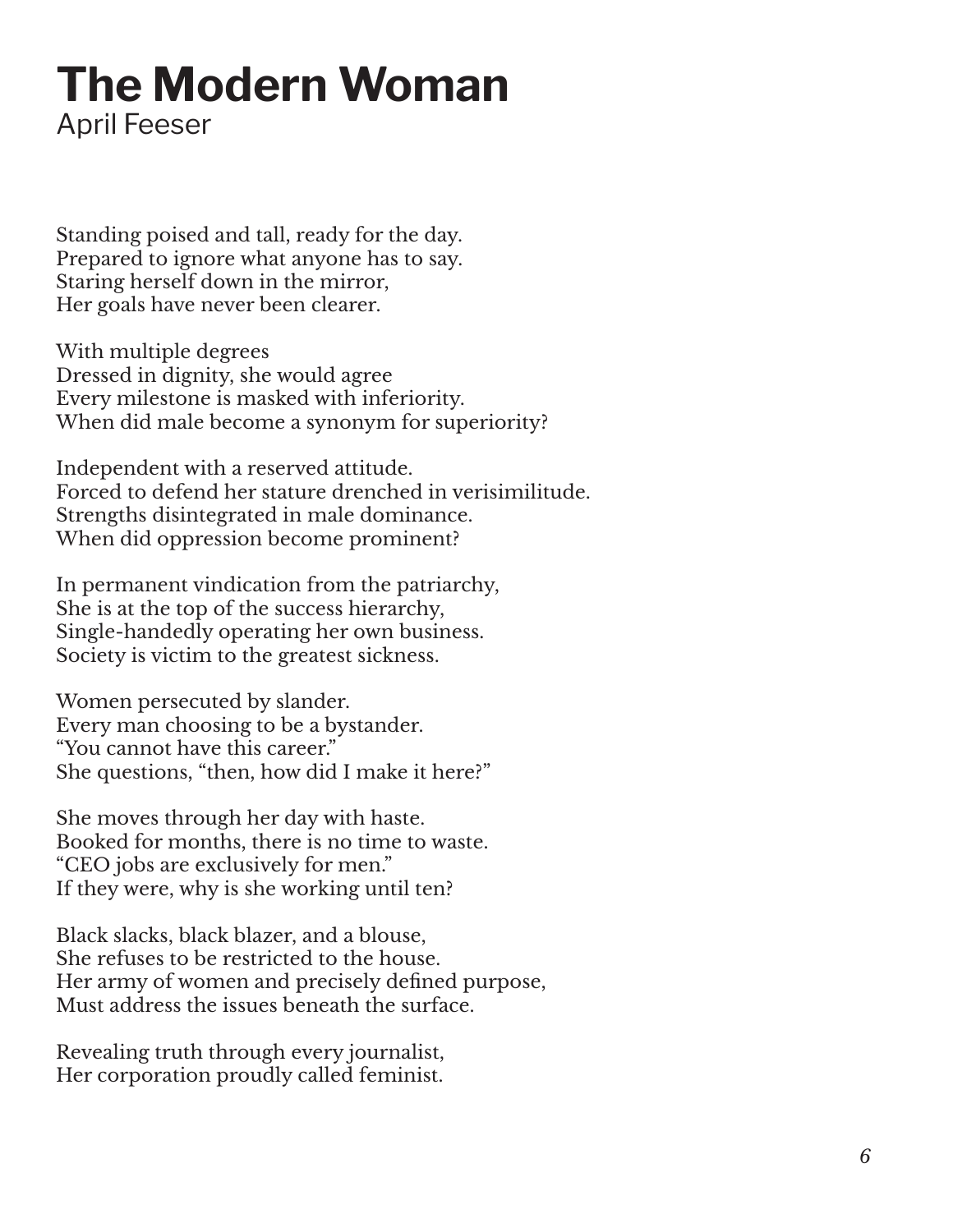# The Modern Woman

April Feeser

Standing poised and tall, ready for the day.  
Prepared to ignore what anyone has to say.  
Staring herself down in the mirror,  
Her goals have never been clearer.

With multiple degrees  
Dressed in dignity, she would agree  
Every milestone is masked with inferiority.  
When did male become a synonym for superiority?

Independent with a reserved attitude.  
Forced to defend her stature drenched in verisimilitude.  
Strengths disintegrated in male dominance.  
When did oppression become prominent?

In permanent vindication from the patriarchy,  
She is at the top of the success hierarchy,  
Single-handedly operating her own business.  
Society is victim to the greatest sickness.

Women persecuted by slander.  
Every man choosing to be a bystander.  
"You cannot have this career."  
She questions, "then, how did I make it here?"

She moves through her day with haste.  
Booked for months, there is no time to waste.  
"CEO jobs are exclusively for men."  
If they were, why is she working until ten?

Black slacks, black blazer, and a blouse,  
She refuses to be restricted to the house.  
Her army of women and precisely defined purpose,  
Must address the issues beneath the surface.

Revealing truth through every journalist,  
Her corporation proudly called feminist.